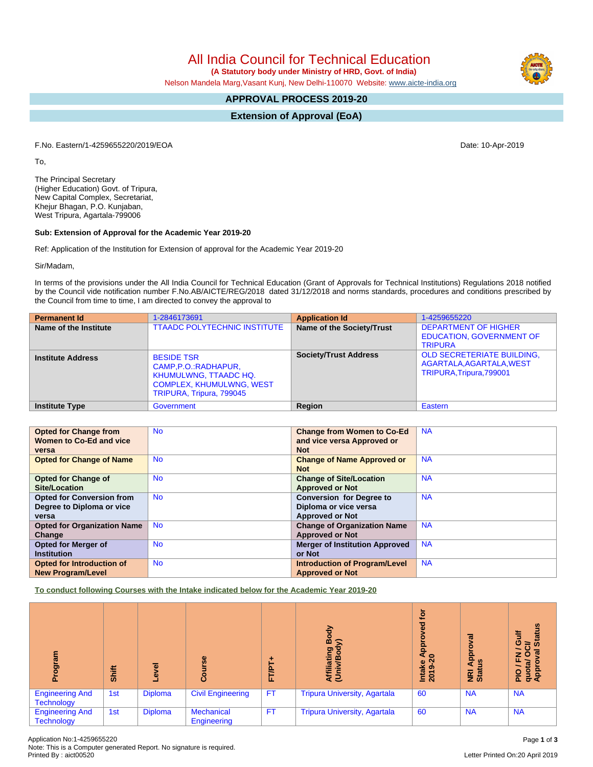# All India Council for Technical Education

**(A Statutory body under Ministry of HRD, Govt. of India)**

Nelson Mandela Marg,Vasant Kunj, New Delhi-110070 Website: www.aicte-india.org

## APPROVAL PROCESS 2019-20

## Extension of Approval (EoA)

F.No. Eastern/1-4259655220/2019/EOA

Date: 10-Apr-2019

To,

The Principal Secretary
(Higher Education) Govt. of Tripura,
New Capital Complex, Secretariat,
Khejur Bhagan, P.O. Kunjaban,
West Tripura, Agartala-799006

**Sub: Extension of Approval for the Academic Year 2019-20**

Ref: Application of the Institution for Extension of approval for the Academic Year 2019-20

Sir/Madam,

In terms of the provisions under the All India Council for Technical Education (Grant of Approvals for Technical Institutions) Regulations 2018 notified by the Council vide notification number F.No.AB/AICTE/REG/2018 dated 31/12/2018 and norms standards, procedures and conditions prescribed by the Council from time to time, I am directed to convey the approval to

| Permanent Id | 1-2846173691 | Application Id | 1-4259655220 |
|---|---|---|---|
| Name of the Institute | TTAADC POLYTECHNIC INSTITUTE | Name of the Society/Trust | DEPARTMENT OF HIGHER EDUCATION, GOVERNMENT OF TRIPURA |
| Institute Address | BESIDE TSR CAMP,P.O.:RADHAPUR, KHUMULWNG, TTAADC HQ. COMPLEX, KHUMULWNG, WEST TRIPURA, Tripura, 799045 | Society/Trust Address | OLD SECRETERIATE BUILDING, AGARTALA,AGARTALA,WEST TRIPURA,Tripura,799001 |
| Institute Type | Government | Region | Eastern |

| Opted for Change from Women to Co-Ed and vice versa | No | Change from Women to Co-Ed and vice versa Approved or Not | NA |
|---|---|---|---|
| Opted for Change of Name | No | Change of Name Approved or Not | NA |
| Opted for Change of Site/Location | No | Change of Site/Location Approved or Not | NA |
| Opted for Conversion from Degree to Diploma or vice versa | No | Conversion for Degree to Diploma or vice versa Approved or Not | NA |
| Opted for Organization Name Change | No | Change of Organization Name Approved or Not | NA |
| Opted for Merger of Institution | No | Merger of Institution Approved or Not | NA |
| Opted for Introduction of New Program/Level | No | Introduction of Program/Level Approved or Not | NA |

**To conduct following Courses with the Intake indicated below for the Academic Year 2019-20**

| Program | Shift | Level | Course | FT/PT+ | Affiliating Body (Univ/Body) | Intake Approved for 2019-20 | NRI Approval Status | PIO / FN / Gulf quota/ OCI/ Approval Status |
|---|---|---|---|---|---|---|---|---|
| Engineering And Technology | 1st | Diploma | Civil Engineering | FT | Tripura University, Agartala | 60 | NA | NA |
| Engineering And Technology | 1st | Diploma | Mechanical Engineering | FT | Tripura University, Agartala | 60 | NA | NA |

Application No:1-4259655220
Note: This is a Computer generated Report. No signature is required.
Printed By : aict00520

Letter Printed On:20 April 2019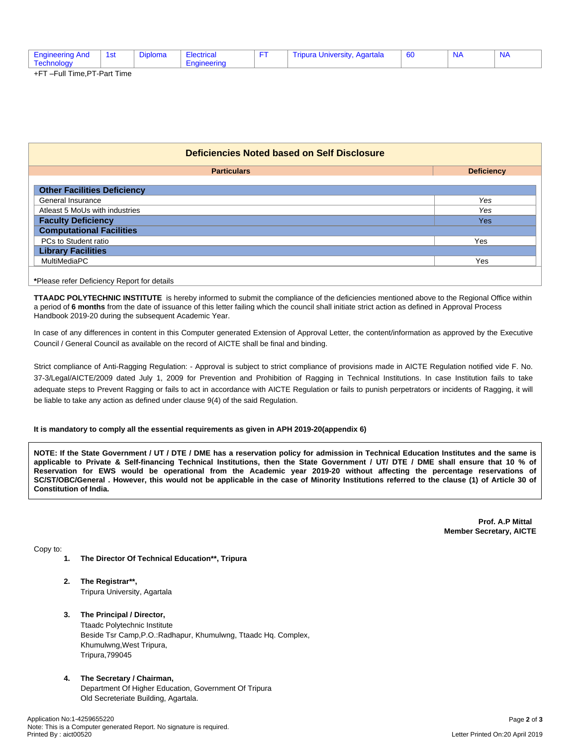| Engineering And Technology | 1st | Diploma | Electrical Engineering | FT | Tripura University, Agartala | 60 | NA | NA |
|---|---|---|---|---|---|---|---|---|

+FT –Full Time,PT-Part Time

## Deficiencies Noted based on Self Disclosure

| Particulars | Deficiency |
|---|---|
| **Other Facilities Deficiency** | |
| General Insurance | *Yes* |
| Atleast 5 MoUs with industries | *Yes* |
| **Faculty Deficiency** | Yes |
| **Computational Facilities** | |
| PCs to Student ratio | Yes |
| **Library Facilities** | |
| MultiMediaPC | Yes |

***Please refer Deficiency Report for details**

**TTAADC POLYTECHNIC INSTITUTE** is hereby informed to submit the compliance of the deficiencies mentioned above to the Regional Office within a period of **6 months** from the date of issuance of this letter failing which the council shall initiate strict action as defined in Approval Process Handbook 2019-20 during the subsequent Academic Year.

In case of any differences in content in this Computer generated Extension of Approval Letter, the content/information as approved by the Executive Council / General Council as available on the record of AICTE shall be final and binding.

Strict compliance of Anti-Ragging Regulation: - Approval is subject to strict compliance of provisions made in AICTE Regulation notified vide F. No. 37-3/Legal/AICTE/2009 dated July 1, 2009 for Prevention and Prohibition of Ragging in Technical Institutions. In case Institution fails to take adequate steps to Prevent Ragging or fails to act in accordance with AICTE Regulation or fails to punish perpetrators or incidents of Ragging, it will be liable to take any action as defined under clause 9(4) of the said Regulation.

**It is mandatory to comply all the essential requirements as given in APH 2019-20(appendix 6)**

**NOTE: If the State Government / UT / DTE / DME has a reservation policy for admission in Technical Education Institutes and the same is applicable to Private & Self-financing Technical Institutions, then the State Government / UT/ DTE / DME shall ensure that 10 % of Reservation for EWS would be operational from the Academic year 2019-20 without affecting the percentage reservations of SC/ST/OBC/General . However, this would not be applicable in the case of Minority Institutions referred to the clause (1) of Article 30 of Constitution of India.**

**Prof. A.P Mittal**
**Member Secretary, AICTE**

Copy to:

1. **The Director Of Technical Education\*\*, Tripura**

2. **The Registrar\*\*,**
   Tripura University, Agartala

3. **The Principal / Director,**
   Ttaadc Polytechnic Institute
   Beside Tsr Camp,P.O.:Radhapur, Khumulwng, Ttaadc Hq. Complex,
   Khumulwng,West Tripura,
   Tripura,799045

4. **The Secretary / Chairman,**
   Department Of Higher Education, Government Of Tripura
   Old Secreteriate Building, Agartala.

Application No:1-4259655220
Note: This is a Computer generated Report. No signature is required.
Printed By : aict00520

Letter Printed On:20 April 2019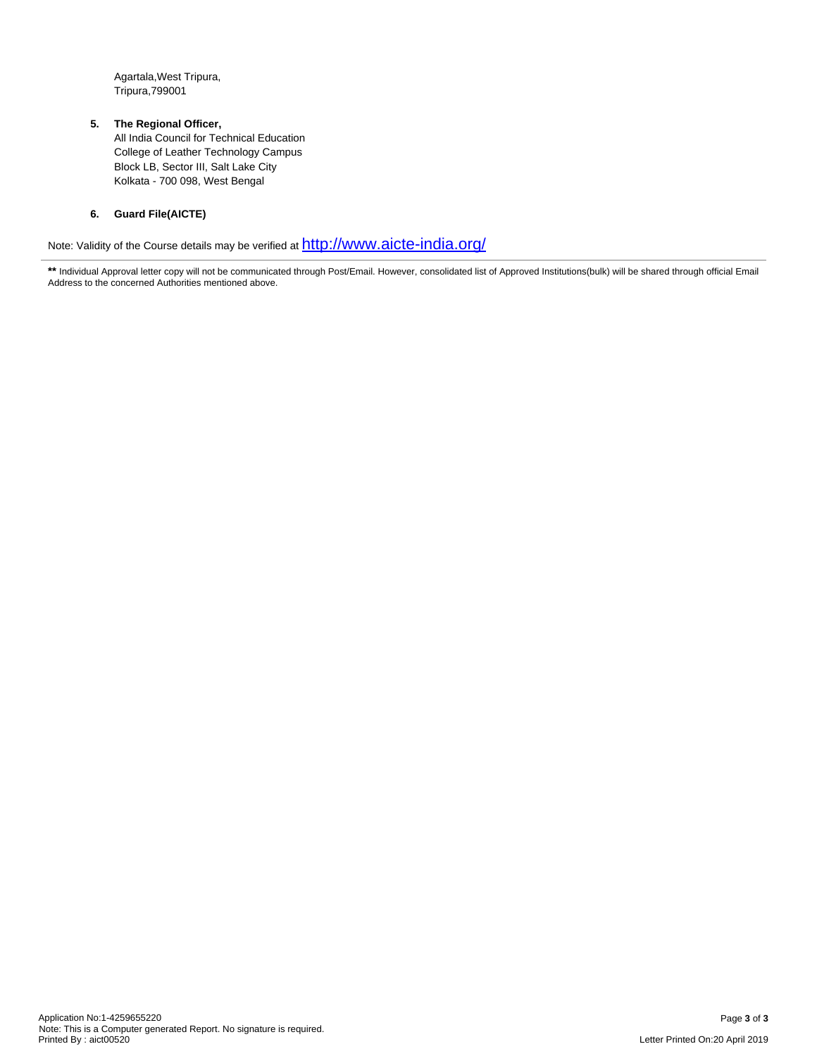Agartala,West Tripura,
Tripura,799001

5. **The Regional Officer,**
   All India Council for Technical Education
   College of Leather Technology Campus
   Block LB, Sector III, Salt Lake City
   Kolkata - 700 098, West Bengal

6. **Guard File(AICTE)**

Note: Validity of the Course details may be verified at http://www.aicte-india.org/

---

**\*\*** Individual Approval letter copy will not be communicated through Post/Email. However, consolidated list of Approved Institutions(bulk) will be shared through official Email Address to the concerned Authorities mentioned above.

Application No:1-4259655220
Note: This is a Computer generated Report. No signature is required.
Printed By : aict00520

Letter Printed On:20 April 2019